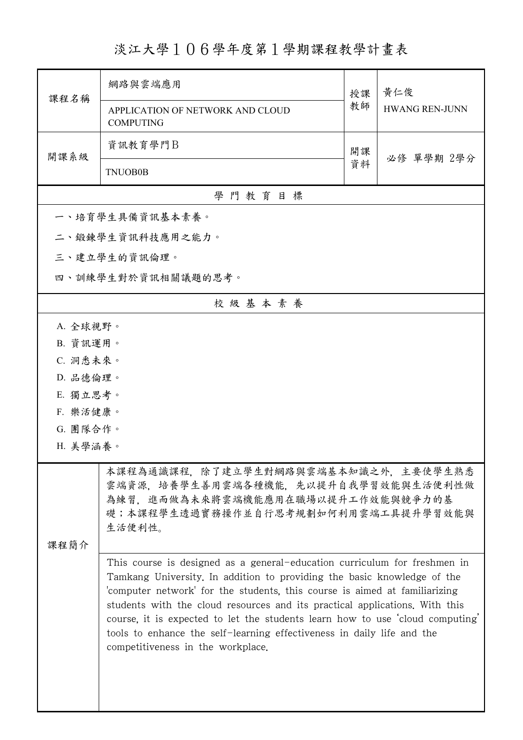# 淡江大學１０６學年度第１學期課程教學計畫表

| 課程名稱 | 網路與雲端應用<br>APPLICATION OF NETWORK AND CLOUD COMPUTING | 授課教師 | 黃仁俊<br>HWANG REN-JUNN |
|---|---|---|---|
| 開課系級 | 資訊教育學門B<br>TNUOB0B | 開課資料 | 必修 單學期 2學分 |

## 學 門 教 育 目 標

一、培育學生具備資訊基本素養。

二、鍛鍊學生資訊科技應用之能力。

三、建立學生的資訊倫理。

四、訓練學生對於資訊相關議題的思考。

## 校 級 基 本 素 養

A. 全球視野。

B. 資訊運用。

C. 洞悉未來。

D. 品德倫理。

E. 獨立思考。

F. 樂活健康。

G. 團隊合作。

H. 美學涵養。

## 課程簡介

本課程為通識課程，除了建立學生對網路與雲端基本知識之外，主要使學生熟悉雲端資源，培養學生善用雲端各種機能，先以提升自我學習效能與生活便利性做為練習，進而做為未來將雲端機能應用在職場以提升工作效能與競爭力的基礎；本課程學生透過實務操作並自行思考規劃如何利用雲端工具提升學習效能與生活便利性。

This course is designed as a general-education curriculum for freshmen in Tamkang University. In addition to providing the basic knowledge of the 'computer network' for the students, this course is aimed at familiarizing students with the cloud resources and its practical applications. With this course, it is expected to let the students learn how to use 'cloud computing' tools to enhance the self-learning effectiveness in daily life and the competitiveness in the workplace.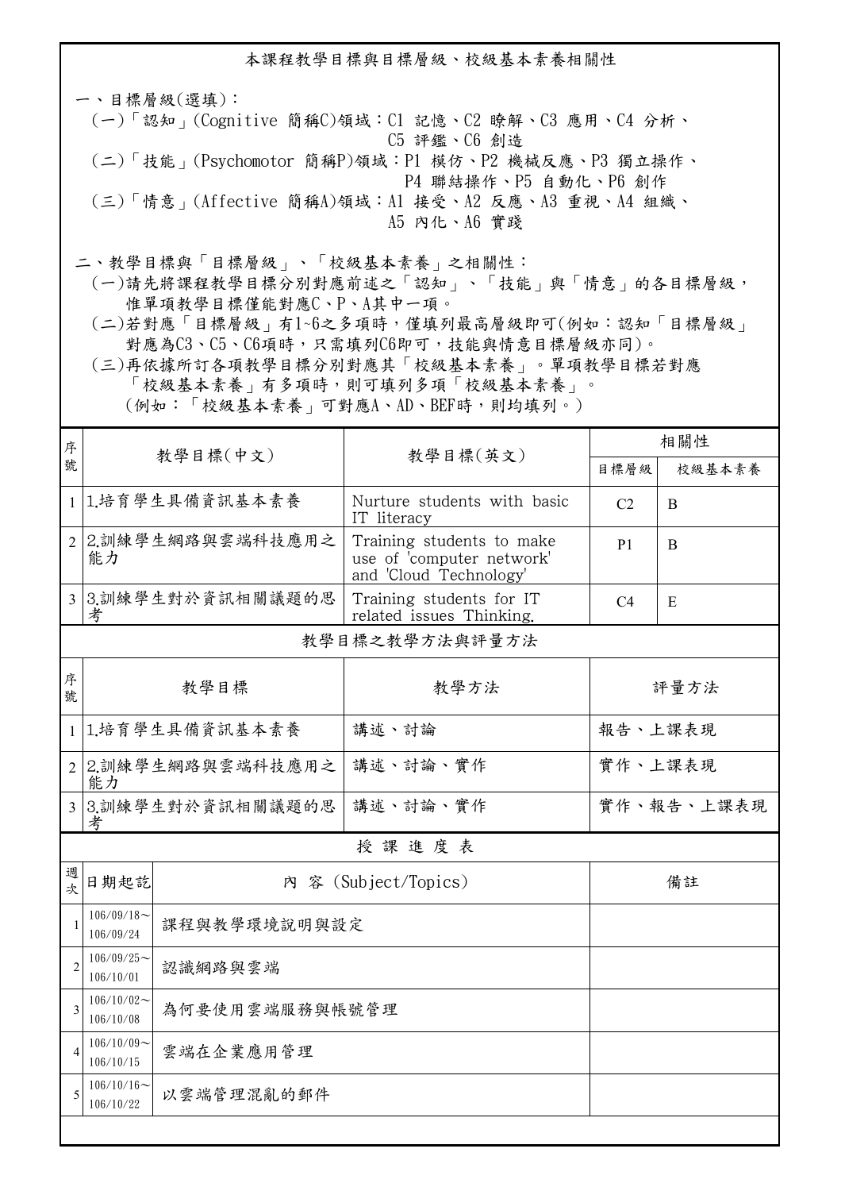## 本課程教學目標與目標層級、校級基本素養相關性

一、目標層級(選填)：

(一)「認知」(Cognitive 簡稱C)領域：C1 記憶、C2 瞭解、C3 應用、C4 分析、C5 評鑑、C6 創造

(二)「技能」(Psychomotor 簡稱P)領域：P1 模仿、P2 機械反應、P3 獨立操作、P4 聯結操作、P5 自動化、P6 創作

(三)「情意」(Affective 簡稱A)領域：A1 接受、A2 反應、A3 重視、A4 組織、A5 內化、A6 實踐

二、教學目標與「目標層級」、「校級基本素養」之相關性：

(一)請先將課程教學目標分別對應前述之「認知」、「技能」與「情意」的各目標層級，惟單項教學目標僅能對應C、P、A其中一項。

(二)若對應「目標層級」有1~6之多項時，僅填列最高層級即可(例如：認知「目標層級」對應為C3、C5、C6項時，只需填列C6即可，技能與情意目標層級亦同)。

(三)再依據所訂各項教學目標分別對應其「校級基本素養」。單項教學目標若對應「校級基本素養」有多項時，則可填列多項「校級基本素養」。(例如：「校級基本素養」可對應A、AD、BEF時，則均填列。)

| 序號 | 教學目標(中文) | 教學目標(英文) | 相關性 | |
|---|---|---|---|---|
| | | | 目標層級 | 校級基本素養 |
| 1 | 1.培育學生具備資訊基本素養 | Nurture students with basic IT literacy | C2 | B |
| 2 | 2.訓練學生網路與雲端科技應用之能力 | Training students to make use of 'computer network' and 'Cloud Technology' | P1 | B |
| 3 | 3.訓練學生對於資訊相關議題的思考 | Training students for IT related issues Thinking. | C4 | E |

### 教學目標之教學方法與評量方法

| 序號 | 教學目標 | 教學方法 | 評量方法 |
|---|---|---|---|
| 1 | 1.培育學生具備資訊基本素養 | 講述、討論 | 報告、上課表現 |
| 2 | 2.訓練學生網路與雲端科技應用之能力 | 講述、討論、實作 | 實作、上課表現 |
| 3 | 3.訓練學生對於資訊相關議題的思考 | 講述、討論、實作 | 實作、報告、上課表現 |

### 授 課 進 度 表

| 週次 | 日期起訖 | 內 容 (Subject/Topics) | 備註 |
|---|---|---|---|
| 1 | 106/09/18~106/09/24 | 課程與教學環境說明與設定 | |
| 2 | 106/09/25~106/10/01 | 認識網路與雲端 | |
| 3 | 106/10/02~106/10/08 | 為何要使用雲端服務與帳號管理 | |
| 4 | 106/10/09~106/10/15 | 雲端在企業應用管理 | |
| 5 | 106/10/16~106/10/22 | 以雲端管理混亂的郵件 | |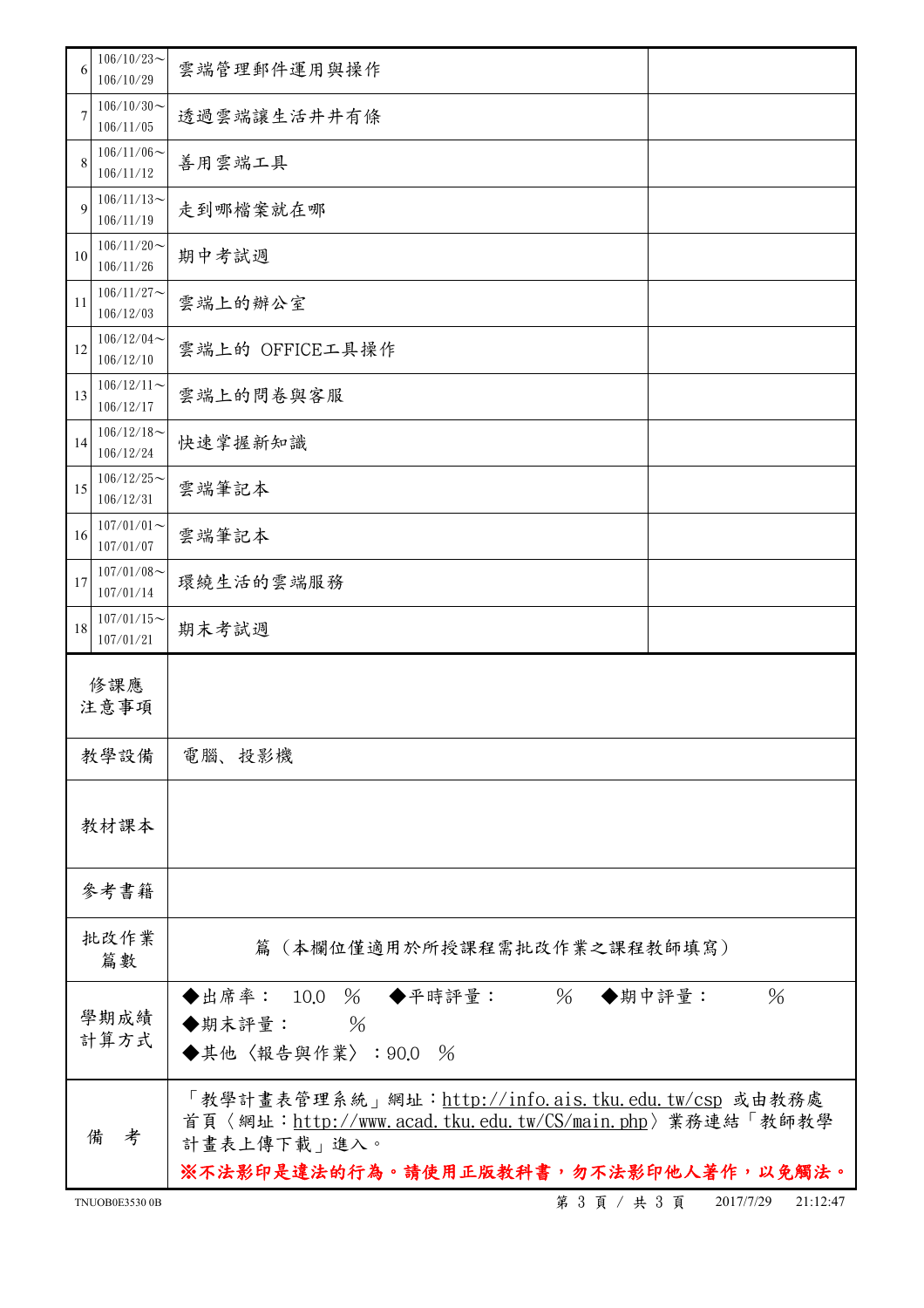| | | | |
|---|---|---|---|
| 6 | 106/10/23～106/10/29 | 雲端管理郵件運用與操作 | |
| 7 | 106/10/30～106/11/05 | 透過雲端讓生活井井有條 | |
| 8 | 106/11/06～106/11/12 | 善用雲端工具 | |
| 9 | 106/11/13～106/11/19 | 走到哪檔案就在哪 | |
| 10 | 106/11/20～106/11/26 | 期中考試週 | |
| 11 | 106/11/27～106/12/03 | 雲端上的辦公室 | |
| 12 | 106/12/04～106/12/10 | 雲端上的 OFFICE工具操作 | |
| 13 | 106/12/11～106/12/17 | 雲端上的問卷與客服 | |
| 14 | 106/12/18～106/12/24 | 快速掌握新知識 | |
| 15 | 106/12/25～106/12/31 | 雲端筆記本 | |
| 16 | 107/01/01～107/01/07 | 雲端筆記本 | |
| 17 | 107/01/08～107/01/14 | 環繞生活的雲端服務 | |
| 18 | 107/01/15～107/01/21 | 期末考試週 | |

| | |
|---|---|
| 修課應注意事項 | |
| 教學設備 | 電腦、投影機 |
| 教材課本 | |
| 參考書籍 | |
| 批改作業篇數 | 篇（本欄位僅適用於所授課程需批改作業之課程教師填寫） |
| 學期成績計算方式 | ◆出席率： 10.0 ％ ◆平時評量： ％ ◆期中評量： ％<br>◆期末評量： ％<br>◆其他〈報告與作業〉：90.0 ％ |
| 備　考 | 「教學計畫表管理系統」網址：http://info.ais.tku.edu.tw/csp 或由教務處首頁〈網址：http://www.acad.tku.edu.tw/CS/main.php〉業務連結「教師教學計畫表上傳下載」進入。<br>**※不法影印是違法的行為。請使用正版教科書，勿不法影印他人著作，以免觸法。** |

TNUOB0E3530 0B　　2017/7/29　21:12:47